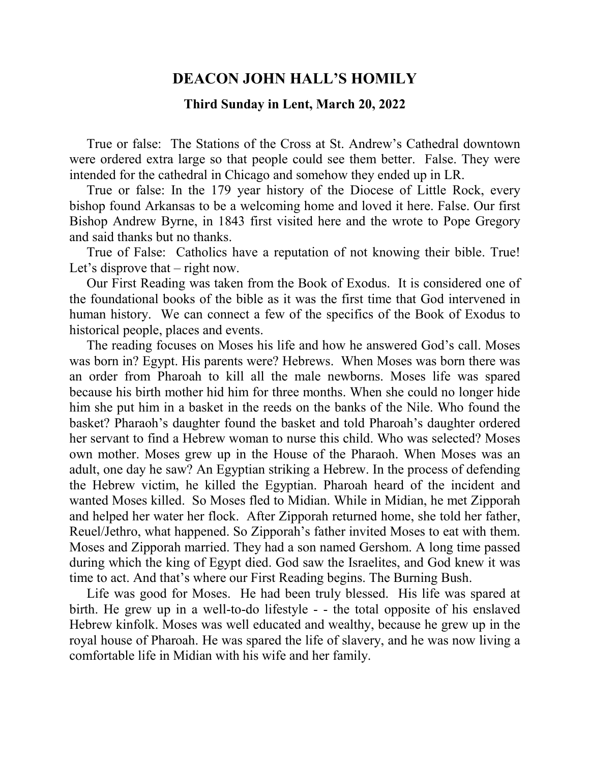# DEACON JOHN HALL'S HOMILY

### Third Sunday in Lent, March 20, 2022

True or false: The Stations of the Cross at St. Andrew's Cathedral downtown were ordered extra large so that people could see them better. False. They were intended for the cathedral in Chicago and somehow they ended up in LR.

True or false: In the 179 year history of the Diocese of Little Rock, every bishop found Arkansas to be a welcoming home and loved it here. False. Our first Bishop Andrew Byrne, in 1843 first visited here and the wrote to Pope Gregory and said thanks but no thanks.

True of False: Catholics have a reputation of not knowing their bible. True! Let's disprove that – right now.

Our First Reading was taken from the Book of Exodus. It is considered one of the foundational books of the bible as it was the first time that God intervened in human history. We can connect a few of the specifics of the Book of Exodus to historical people, places and events.

The reading focuses on Moses his life and how he answered God's call. Moses was born in? Egypt. His parents were? Hebrews. When Moses was born there was an order from Pharoah to kill all the male newborns. Moses life was spared because his birth mother hid him for three months. When she could no longer hide him she put him in a basket in the reeds on the banks of the Nile. Who found the basket? Pharaoh's daughter found the basket and told Pharoah's daughter ordered her servant to find a Hebrew woman to nurse this child. Who was selected? Moses own mother. Moses grew up in the House of the Pharaoh. When Moses was an adult, one day he saw? An Egyptian striking a Hebrew. In the process of defending the Hebrew victim, he killed the Egyptian. Pharoah heard of the incident and wanted Moses killed. So Moses fled to Midian. While in Midian, he met Zipporah and helped her water her flock. After Zipporah returned home, she told her father, Reuel/Jethro, what happened. So Zipporah's father invited Moses to eat with them. Moses and Zipporah married. They had a son named Gershom. A long time passed during which the king of Egypt died. God saw the Israelites, and God knew it was time to act. And that's where our First Reading begins. The Burning Bush.

Life was good for Moses. He had been truly blessed. His life was spared at birth. He grew up in a well-to-do lifestyle - - the total opposite of his enslaved Hebrew kinfolk. Moses was well educated and wealthy, because he grew up in the royal house of Pharoah. He was spared the life of slavery, and he was now living a comfortable life in Midian with his wife and her family.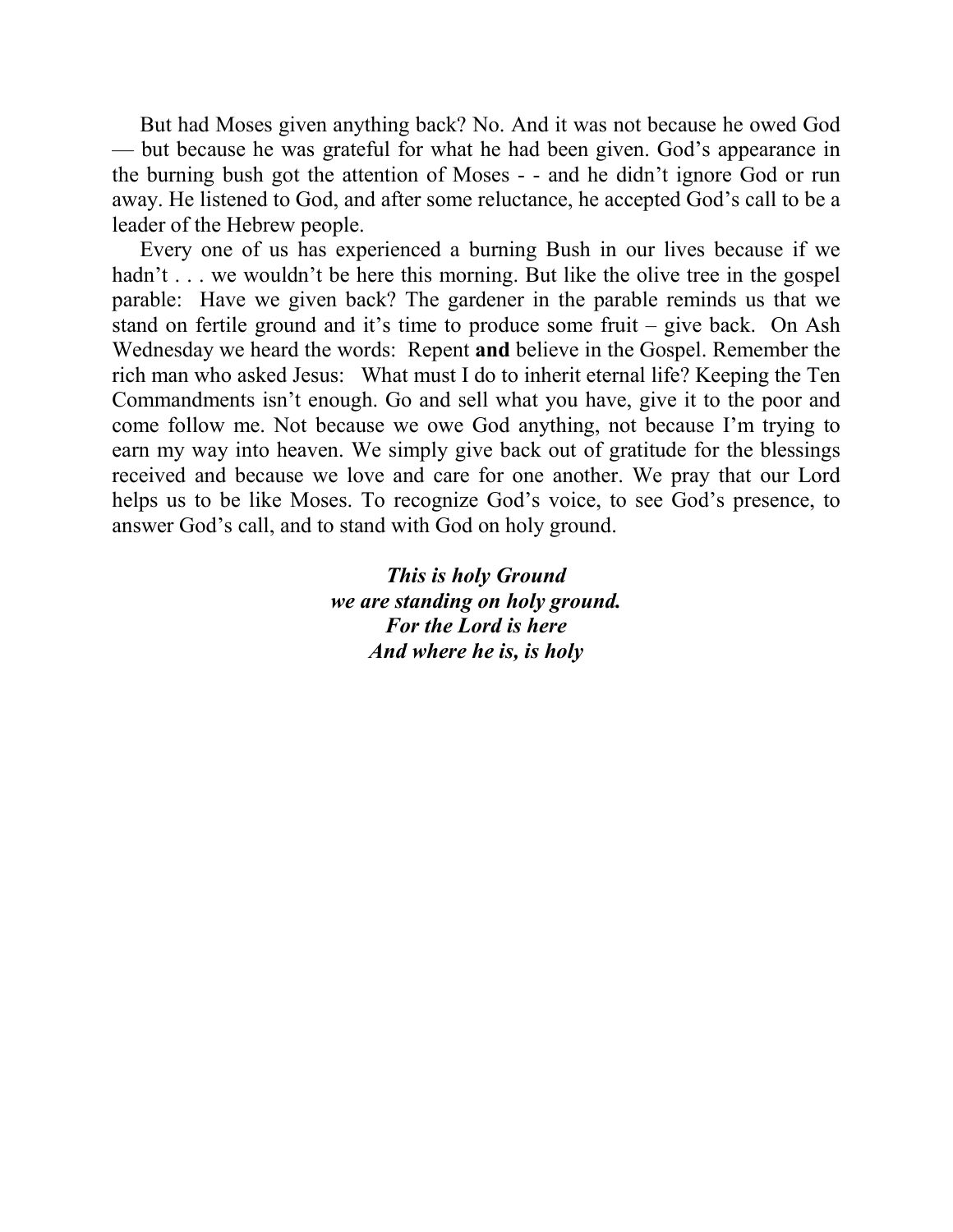But had Moses given anything back? No. And it was not because he owed God — but because he was grateful for what he had been given. God's appearance in the burning bush got the attention of Moses - - and he didn't ignore God or run away. He listened to God, and after some reluctance, he accepted God's call to be a leader of the Hebrew people.

Every one of us has experienced a burning Bush in our lives because if we hadn't . . . we wouldn't be here this morning. But like the olive tree in the gospel parable: Have we given back? The gardener in the parable reminds us that we stand on fertile ground and it's time to produce some fruit – give back. On Ash Wednesday we heard the words: Repent **and** believe in the Gospel. Remember the rich man who asked Jesus: What must I do to inherit eternal life? Keeping the Ten Commandments isn't enough. Go and sell what you have, give it to the poor and come follow me. Not because we owe God anything, not because I'm trying to earn my way into heaven. We simply give back out of gratitude for the blessings received and because we love and care for one another. We pray that our Lord helps us to be like Moses. To recognize God's voice, to see God's presence, to answer God's call, and to stand with God on holy ground.

***This is holy Ground***
***we are standing on holy ground.***
***For the Lord is here***
***And where he is, is holy***